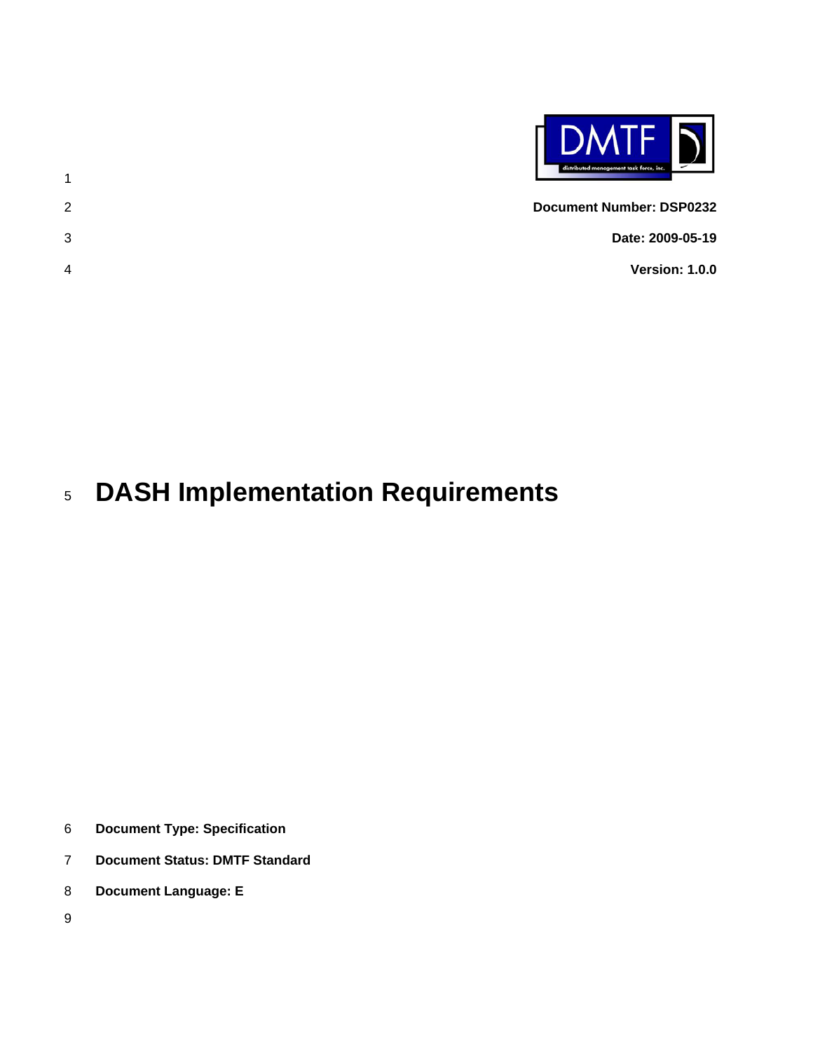**Document Number: DSP0232**

**Date: 2009-05-19**

**Version: 1.0.0**

# DASH Implementation Requirements

**Document Type: Specification**

**Document Status: DMTF Standard**

**Document Language: E**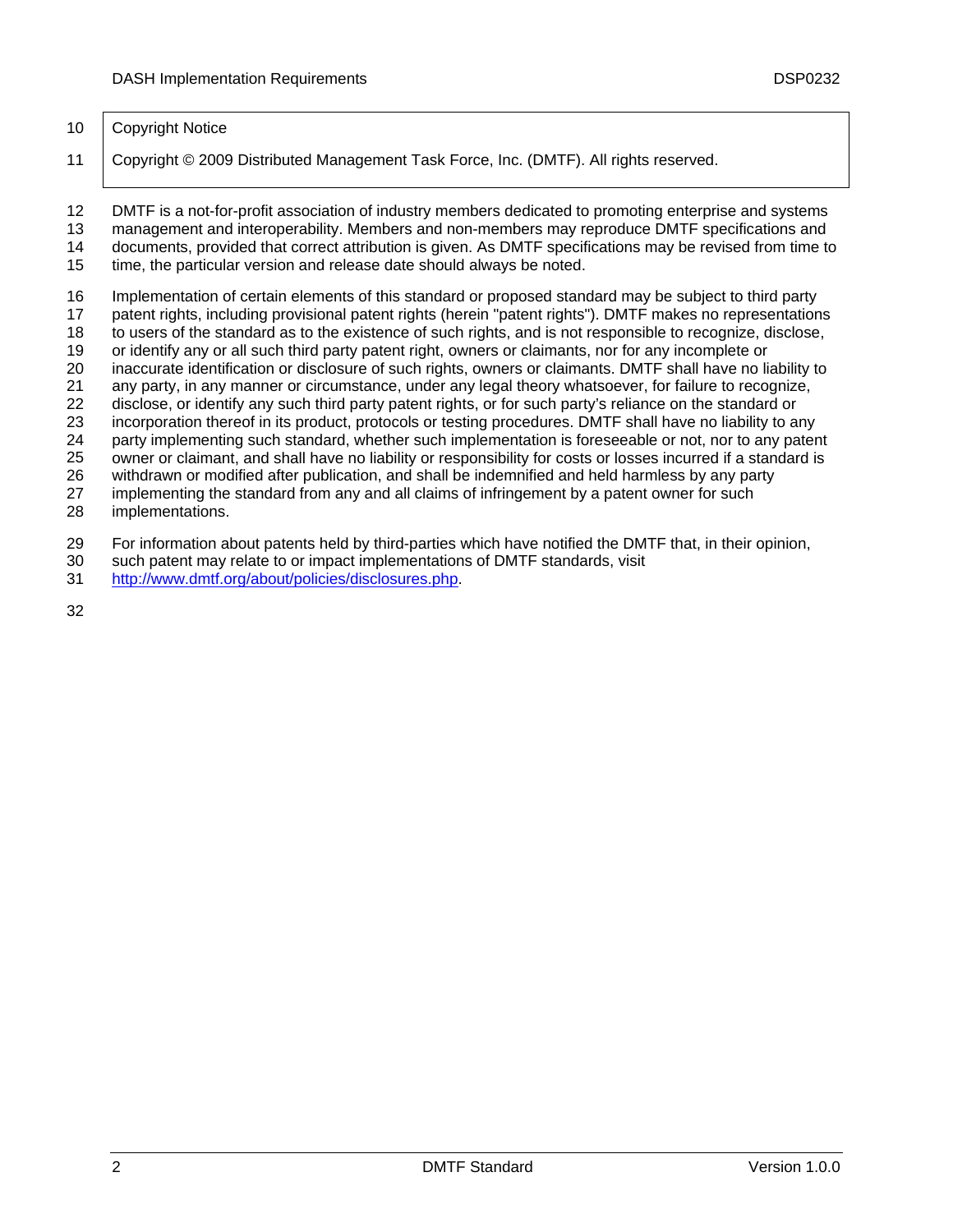Copyright Notice

Copyright © 2009 Distributed Management Task Force, Inc. (DMTF). All rights reserved.

DMTF is a not-for-profit association of industry members dedicated to promoting enterprise and systems management and interoperability. Members and non-members may reproduce DMTF specifications and documents, provided that correct attribution is given. As DMTF specifications may be revised from time to time, the particular version and release date should always be noted.

Implementation of certain elements of this standard or proposed standard may be subject to third party patent rights, including provisional patent rights (herein "patent rights"). DMTF makes no representations to users of the standard as to the existence of such rights, and is not responsible to recognize, disclose, or identify any or all such third party patent right, owners or claimants, nor for any incomplete or inaccurate identification or disclosure of such rights, owners or claimants. DMTF shall have no liability to any party, in any manner or circumstance, under any legal theory whatsoever, for failure to recognize, disclose, or identify any such third party patent rights, or for such party's reliance on the standard or incorporation thereof in its product, protocols or testing procedures. DMTF shall have no liability to any party implementing such standard, whether such implementation is foreseeable or not, nor to any patent owner or claimant, and shall have no liability or responsibility for costs or losses incurred if a standard is withdrawn or modified after publication, and shall be indemnified and held harmless by any party implementing the standard from any and all claims of infringement by a patent owner for such implementations.

For information about patents held by third-parties which have notified the DMTF that, in their opinion, such patent may relate to or impact implementations of DMTF standards, visit http://www.dmtf.org/about/policies/disclosures.php.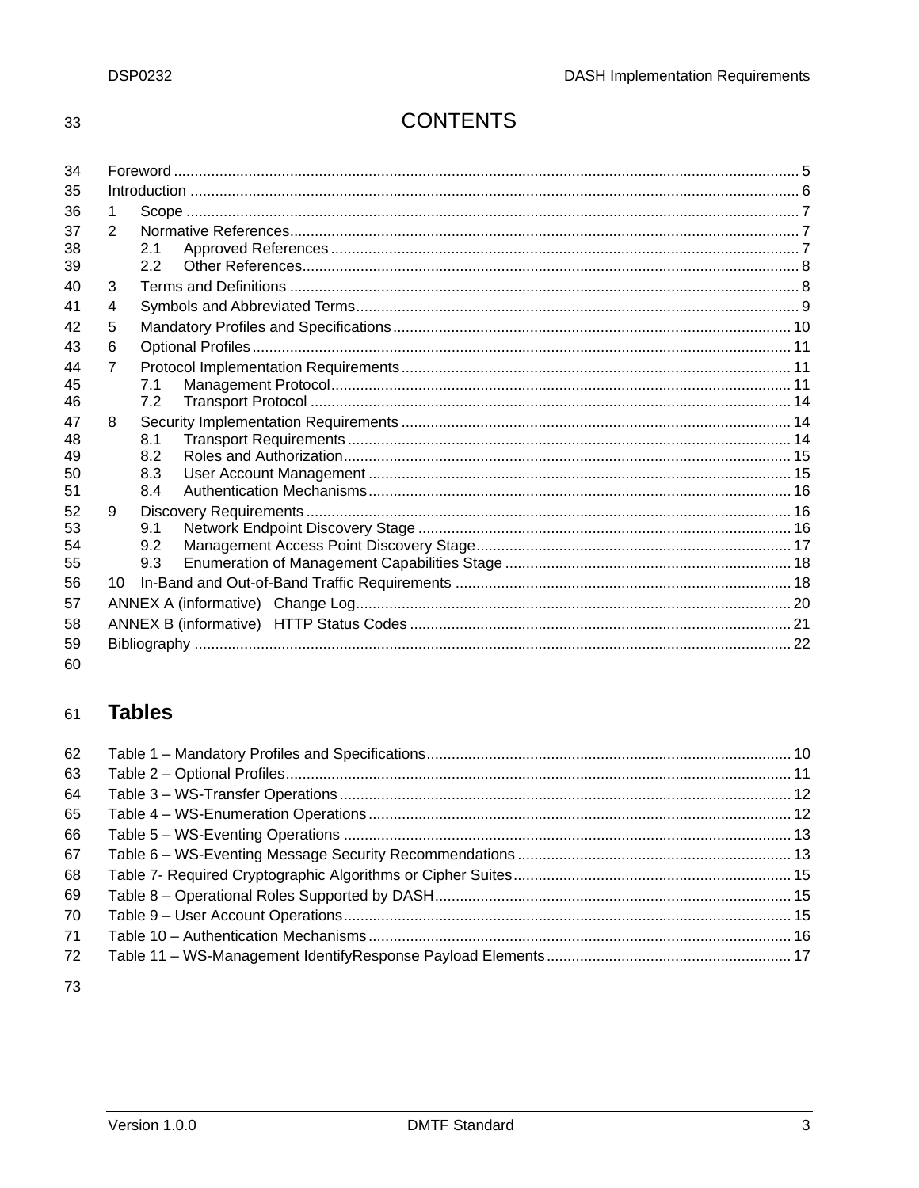# CONTENTS

Foreword ........................................................................................................................................ 5
Introduction .................................................................................................................................... 6
1 Scope ......................................................................................................................................... 7
2 Normative References ................................................................................................................. 7
  2.1 Approved References ............................................................................................................ 7
  2.2 Other References ................................................................................................................... 8
3 Terms and Definitions .................................................................................................................. 8
4 Symbols and Abbreviated Terms .................................................................................................. 9
5 Mandatory Profiles and Specifications ........................................................................................ 10
6 Optional Profiles ......................................................................................................................... 11
7 Protocol Implementation Requirements ..................................................................................... 11
  7.1 Management Protocol .......................................................................................................... 11
  7.2 Transport Protocol ............................................................................................................... 14
8 Security Implementation Requirements ...................................................................................... 14
  8.1 Transport Requirements ...................................................................................................... 14
  8.2 Roles and Authorization ....................................................................................................... 15
  8.3 User Account Management .................................................................................................. 15
  8.4 Authentication Mechanisms ................................................................................................. 16
9 Discovery Requirements ............................................................................................................ 16
  9.1 Network Endpoint Discovery Stage ...................................................................................... 16
  9.2 Management Access Point Discovery Stage ........................................................................ 17
  9.3 Enumeration of Management Capabilities Stage ................................................................. 18
10 In-Band and Out-of-Band Traffic Requirements ......................................................................... 18
ANNEX A (informative) Change Log ................................................................................................ 20
ANNEX B (informative) HTTP Status Codes .................................................................................... 21
Bibliography .................................................................................................................................... 22

## Tables

Table 1 – Mandatory Profiles and Specifications ............................................................................. 10
Table 2 – Optional Profiles .............................................................................................................. 11
Table 3 – WS-Transfer Operations .................................................................................................. 12
Table 4 – WS-Enumeration Operations ........................................................................................... 12
Table 5 – WS-Eventing Operations ................................................................................................. 13
Table 6 – WS-Eventing Message Security Recommendations ........................................................ 13
Table 7- Required Cryptographic Algorithms or Cipher Suites ......................................................... 15
Table 8 – Operational Roles Supported by DASH ............................................................................ 15
Table 9 – User Account Operations ................................................................................................. 15
Table 10 – Authentication Mechanisms ........................................................................................... 16
Table 11 – WS-Management IdentifyResponse Payload Elements ................................................. 17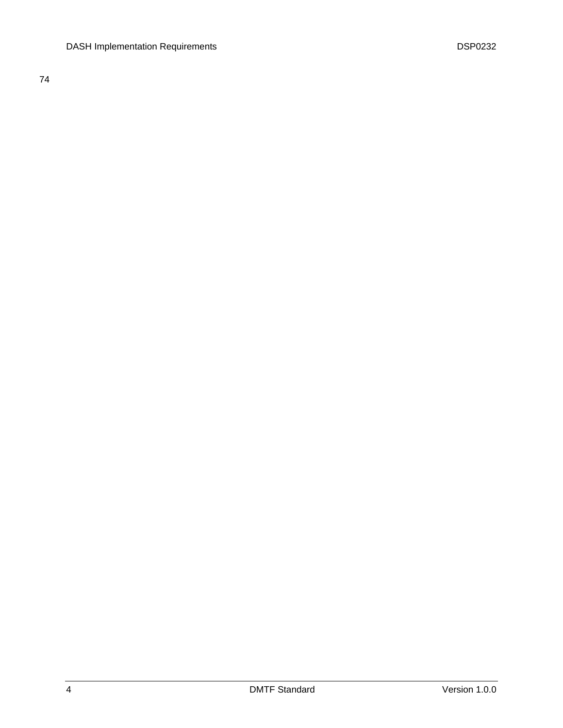74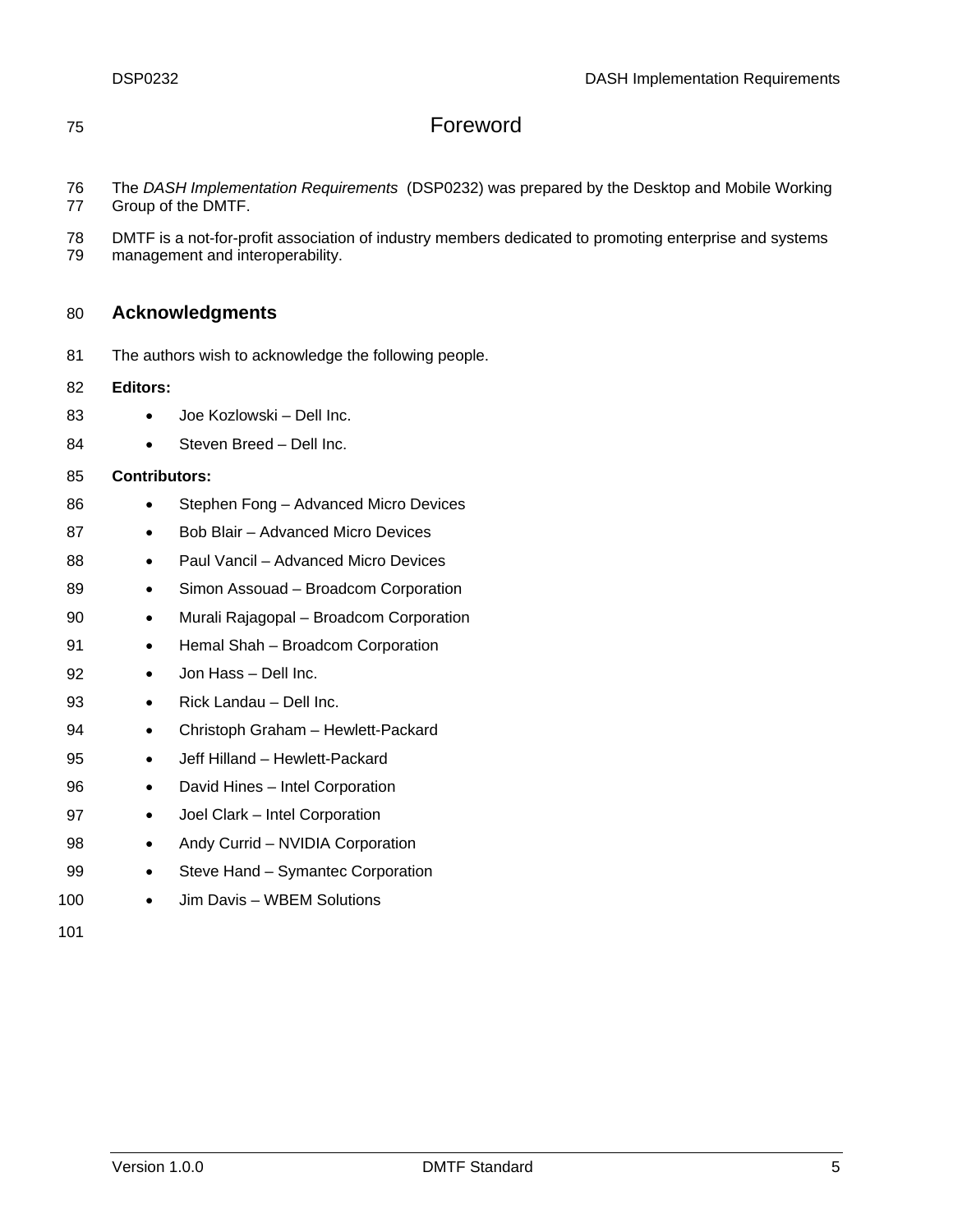# Foreword

The *DASH Implementation Requirements* (DSP0232) was prepared by the Desktop and Mobile Working Group of the DMTF.

DMTF is a not-for-profit association of industry members dedicated to promoting enterprise and systems management and interoperability.

## Acknowledgments

The authors wish to acknowledge the following people.

**Editors:**

- Joe Kozlowski – Dell Inc.
- Steven Breed – Dell Inc.

**Contributors:**

- Stephen Fong – Advanced Micro Devices
- Bob Blair – Advanced Micro Devices
- Paul Vancil – Advanced Micro Devices
- Simon Assouad – Broadcom Corporation
- Murali Rajagopal – Broadcom Corporation
- Hemal Shah – Broadcom Corporation
- Jon Hass – Dell Inc.
- Rick Landau – Dell Inc.
- Christoph Graham – Hewlett-Packard
- Jeff Hilland – Hewlett-Packard
- David Hines – Intel Corporation
- Joel Clark – Intel Corporation
- Andy Currid – NVIDIA Corporation
- Steve Hand – Symantec Corporation
- Jim Davis – WBEM Solutions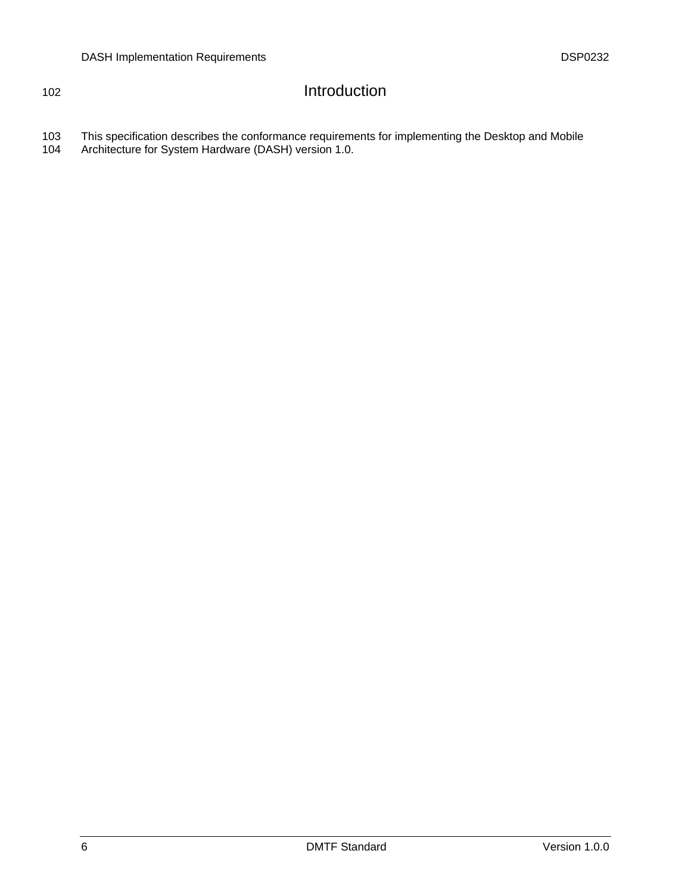# Introduction

This specification describes the conformance requirements for implementing the Desktop and Mobile Architecture for System Hardware (DASH) version 1.0.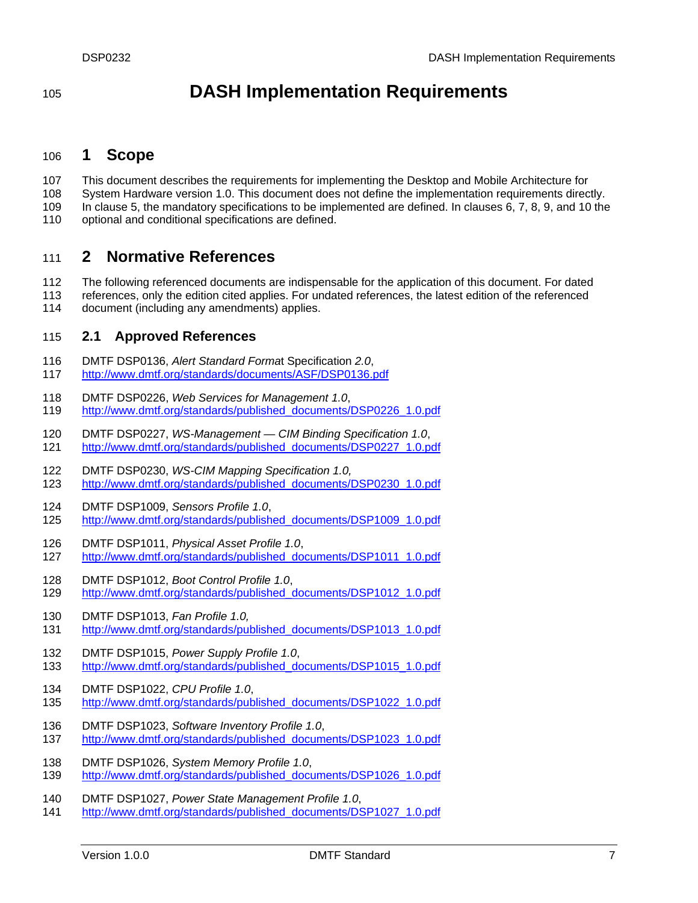# DASH Implementation Requirements

## 1 Scope

This document describes the requirements for implementing the Desktop and Mobile Architecture for System Hardware version 1.0. This document does not define the implementation requirements directly. In clause 5, the mandatory specifications to be implemented are defined. In clauses 6, 7, 8, 9, and 10 the optional and conditional specifications are defined.

## 2 Normative References

The following referenced documents are indispensable for the application of this document. For dated references, only the edition cited applies. For undated references, the latest edition of the referenced document (including any amendments) applies.

### 2.1 Approved References

DMTF DSP0136, *Alert Standard Format* Specification *2.0*,
http://www.dmtf.org/standards/documents/ASF/DSP0136.pdf

DMTF DSP0226, *Web Services for Management 1.0*,
http://www.dmtf.org/standards/published_documents/DSP0226_1.0.pdf

DMTF DSP0227, *WS-Management — CIM Binding Specification 1.0*,
http://www.dmtf.org/standards/published_documents/DSP0227_1.0.pdf

DMTF DSP0230, *WS-CIM Mapping Specification 1.0,*
http://www.dmtf.org/standards/published_documents/DSP0230_1.0.pdf

DMTF DSP1009, *Sensors Profile 1.0*,
http://www.dmtf.org/standards/published_documents/DSP1009_1.0.pdf

DMTF DSP1011, *Physical Asset Profile 1.0*,
http://www.dmtf.org/standards/published_documents/DSP1011_1.0.pdf

DMTF DSP1012, *Boot Control Profile 1.0*,
http://www.dmtf.org/standards/published_documents/DSP1012_1.0.pdf

DMTF DSP1013, *Fan Profile 1.0,*
http://www.dmtf.org/standards/published_documents/DSP1013_1.0.pdf

DMTF DSP1015, *Power Supply Profile 1.0*,
http://www.dmtf.org/standards/published_documents/DSP1015_1.0.pdf

DMTF DSP1022, *CPU Profile 1.0*,
http://www.dmtf.org/standards/published_documents/DSP1022_1.0.pdf

DMTF DSP1023, *Software Inventory Profile 1.0*,
http://www.dmtf.org/standards/published_documents/DSP1023_1.0.pdf

DMTF DSP1026, *System Memory Profile 1.0*,
http://www.dmtf.org/standards/published_documents/DSP1026_1.0.pdf

DMTF DSP1027, *Power State Management Profile 1.0*,
http://www.dmtf.org/standards/published_documents/DSP1027_1.0.pdf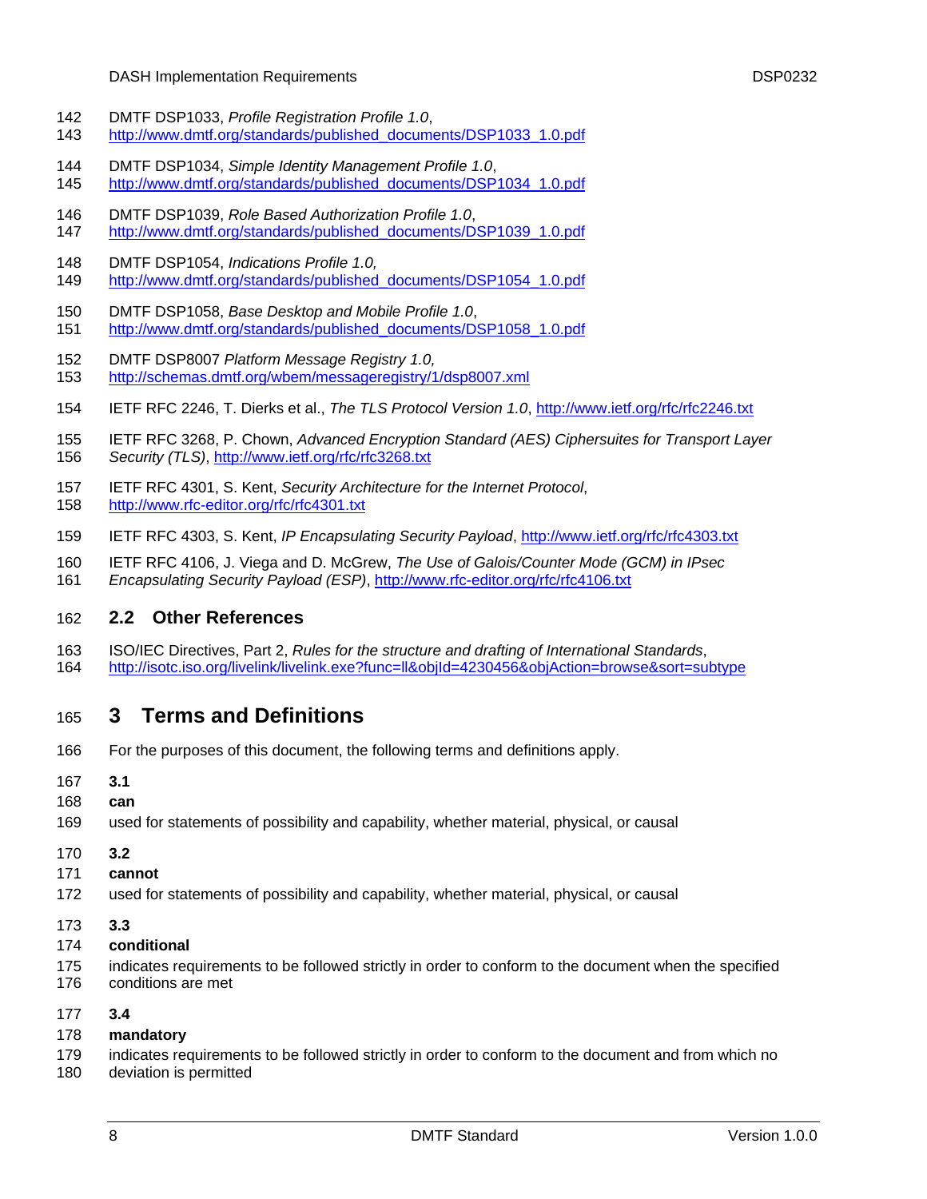DMTF DSP1033, *Profile Registration Profile 1.0*, http://www.dmtf.org/standards/published_documents/DSP1033_1.0.pdf

DMTF DSP1034, *Simple Identity Management Profile 1.0*, http://www.dmtf.org/standards/published_documents/DSP1034_1.0.pdf

DMTF DSP1039, *Role Based Authorization Profile 1.0*, http://www.dmtf.org/standards/published_documents/DSP1039_1.0.pdf

DMTF DSP1054, *Indications Profile 1.0,* http://www.dmtf.org/standards/published_documents/DSP1054_1.0.pdf

DMTF DSP1058, *Base Desktop and Mobile Profile 1.0*, http://www.dmtf.org/standards/published_documents/DSP1058_1.0.pdf

DMTF DSP8007 *Platform Message Registry 1.0,* http://schemas.dmtf.org/wbem/messageregistry/1/dsp8007.xml

IETF RFC 2246, T. Dierks et al., *The TLS Protocol Version 1.0*, http://www.ietf.org/rfc/rfc2246.txt

IETF RFC 3268, P. Chown, *Advanced Encryption Standard (AES) Ciphersuites for Transport Layer Security (TLS)*, http://www.ietf.org/rfc/rfc3268.txt

IETF RFC 4301, S. Kent, *Security Architecture for the Internet Protocol*, http://www.rfc-editor.org/rfc/rfc4301.txt

IETF RFC 4303, S. Kent, *IP Encapsulating Security Payload*, http://www.ietf.org/rfc/rfc4303.txt

IETF RFC 4106, J. Viega and D. McGrew, *The Use of Galois/Counter Mode (GCM) in IPsec Encapsulating Security Payload (ESP)*, http://www.rfc-editor.org/rfc/rfc4106.txt

## 2.2 Other References

ISO/IEC Directives, Part 2, *Rules for the structure and drafting of International Standards*, http://isotc.iso.org/livelink/livelink.exe?func=ll&objId=4230456&objAction=browse&sort=subtype

# 3 Terms and Definitions

For the purposes of this document, the following terms and definitions apply.

**3.1**

**can**

used for statements of possibility and capability, whether material, physical, or causal

**3.2**

**cannot**

used for statements of possibility and capability, whether material, physical, or causal

**3.3**

**conditional**

indicates requirements to be followed strictly in order to conform to the document when the specified conditions are met

**3.4**

**mandatory**

indicates requirements to be followed strictly in order to conform to the document and from which no deviation is permitted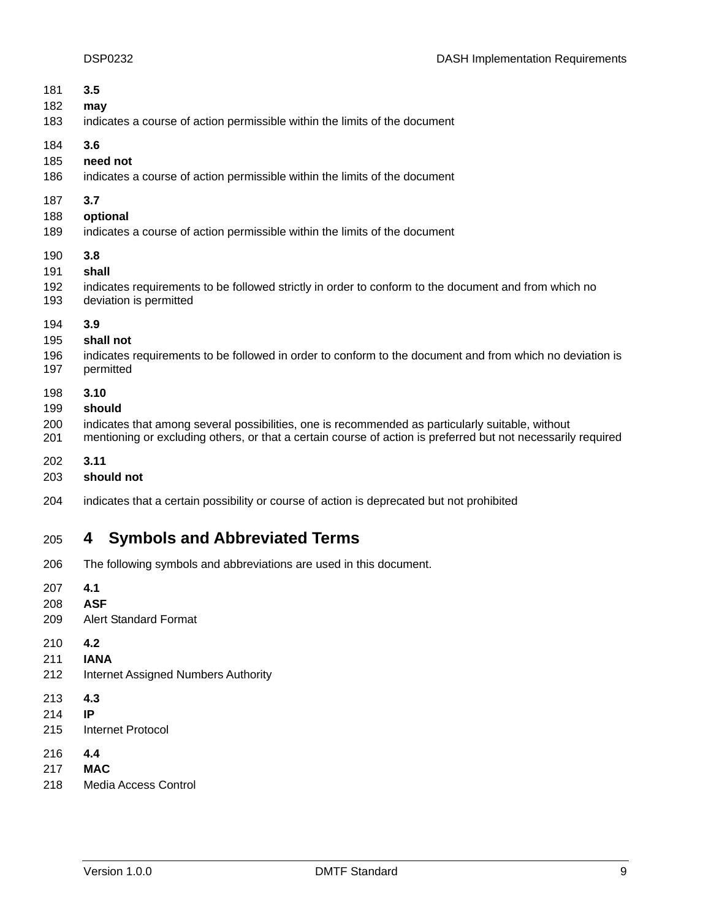**3.5**

**may**

indicates a course of action permissible within the limits of the document

**3.6**

**need not**

indicates a course of action permissible within the limits of the document

**3.7**

**optional**

indicates a course of action permissible within the limits of the document

**3.8**

**shall**

indicates requirements to be followed strictly in order to conform to the document and from which no deviation is permitted

**3.9**

**shall not**

indicates requirements to be followed in order to conform to the document and from which no deviation is permitted

**3.10**

**should**

indicates that among several possibilities, one is recommended as particularly suitable, without mentioning or excluding others, or that a certain course of action is preferred but not necessarily required

**3.11**

**should not**

indicates that a certain possibility or course of action is deprecated but not prohibited

# 4 Symbols and Abbreviated Terms

The following symbols and abbreviations are used in this document.

**4.1**

**ASF**

Alert Standard Format

**4.2**

**IANA**

Internet Assigned Numbers Authority

**4.3**

**IP**

Internet Protocol

**4.4**

**MAC**

Media Access Control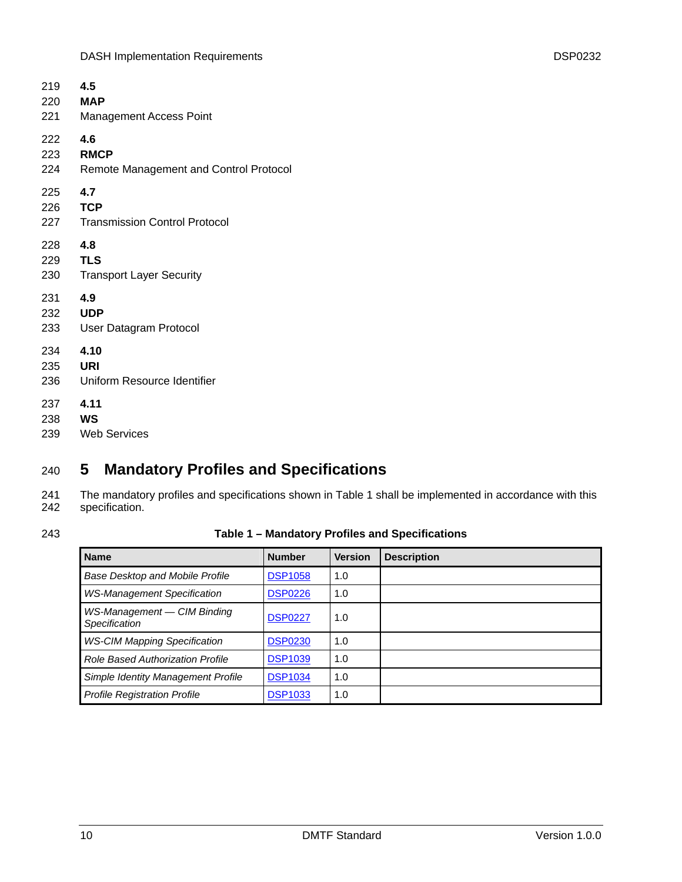### 4.5

**MAP**

Management Access Point

### 4.6

**RMCP**

Remote Management and Control Protocol

### 4.7

**TCP**

Transmission Control Protocol

### 4.8

**TLS**

Transport Layer Security

### 4.9

**UDP**

User Datagram Protocol

### 4.10

**URI**

Uniform Resource Identifier

### 4.11

**WS**

Web Services

# 5 Mandatory Profiles and Specifications

The mandatory profiles and specifications shown in Table 1 shall be implemented in accordance with this specification.

**Table 1 – Mandatory Profiles and Specifications**

| Name | Number | Version | Description |
|---|---|---|---|
| *Base Desktop and Mobile Profile* | DSP1058 | 1.0 | |
| *WS-Management Specification* | DSP0226 | 1.0 | |
| *WS-Management — CIM Binding Specification* | DSP0227 | 1.0 | |
| *WS-CIM Mapping Specification* | DSP0230 | 1.0 | |
| *Role Based Authorization Profile* | DSP1039 | 1.0 | |
| *Simple Identity Management Profile* | DSP1034 | 1.0 | |
| *Profile Registration Profile* | DSP1033 | 1.0 | |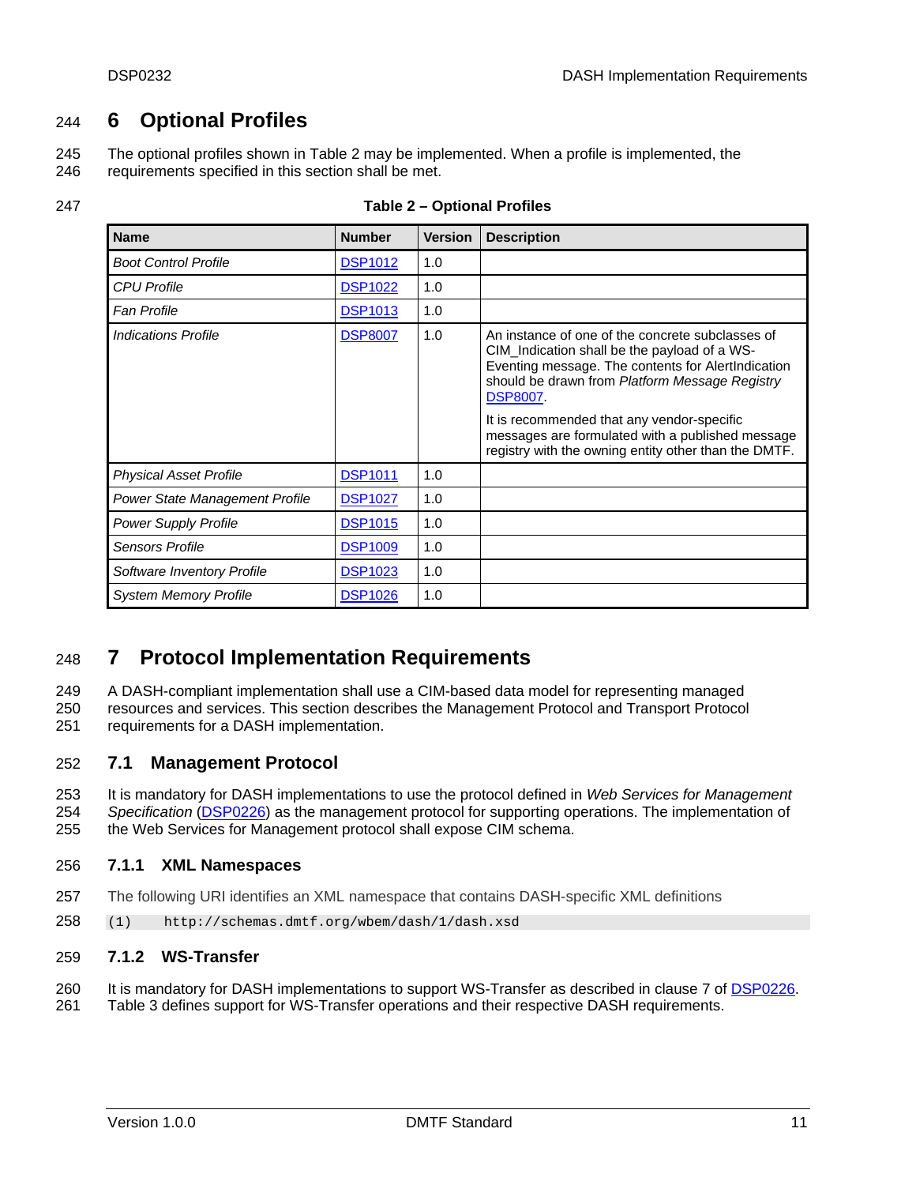# 6 Optional Profiles

The optional profiles shown in Table 2 may be implemented. When a profile is implemented, the requirements specified in this section shall be met.

**Table 2 – Optional Profiles**

| Name | Number | Version | Description |
|---|---|---|---|
| *Boot Control Profile* | DSP1012 | 1.0 | |
| *CPU Profile* | DSP1022 | 1.0 | |
| *Fan Profile* | DSP1013 | 1.0 | |
| *Indications Profile* | DSP8007 | 1.0 | An instance of one of the concrete subclasses of CIM_Indication shall be the payload of a WS-Eventing message. The contents for AlertIndication should be drawn from *Platform Message Registry* DSP8007.<br><br>It is recommended that any vendor-specific messages are formulated with a published message registry with the owning entity other than the DMTF. |
| *Physical Asset Profile* | DSP1011 | 1.0 | |
| *Power State Management Profile* | DSP1027 | 1.0 | |
| *Power Supply Profile* | DSP1015 | 1.0 | |
| *Sensors Profile* | DSP1009 | 1.0 | |
| *Software Inventory Profile* | DSP1023 | 1.0 | |
| *System Memory Profile* | DSP1026 | 1.0 | |

# 7 Protocol Implementation Requirements

A DASH-compliant implementation shall use a CIM-based data model for representing managed resources and services. This section describes the Management Protocol and Transport Protocol requirements for a DASH implementation.

## 7.1 Management Protocol

It is mandatory for DASH implementations to use the protocol defined in *Web Services for Management Specification* (DSP0226) as the management protocol for supporting operations. The implementation of the Web Services for Management protocol shall expose CIM schema.

### 7.1.1 XML Namespaces

The following URI identifies an XML namespace that contains DASH-specific XML definitions

```
(1)    http://schemas.dmtf.org/wbem/dash/1/dash.xsd
```

### 7.1.2 WS-Transfer

It is mandatory for DASH implementations to support WS-Transfer as described in clause 7 of DSP0226. Table 3 defines support for WS-Transfer operations and their respective DASH requirements.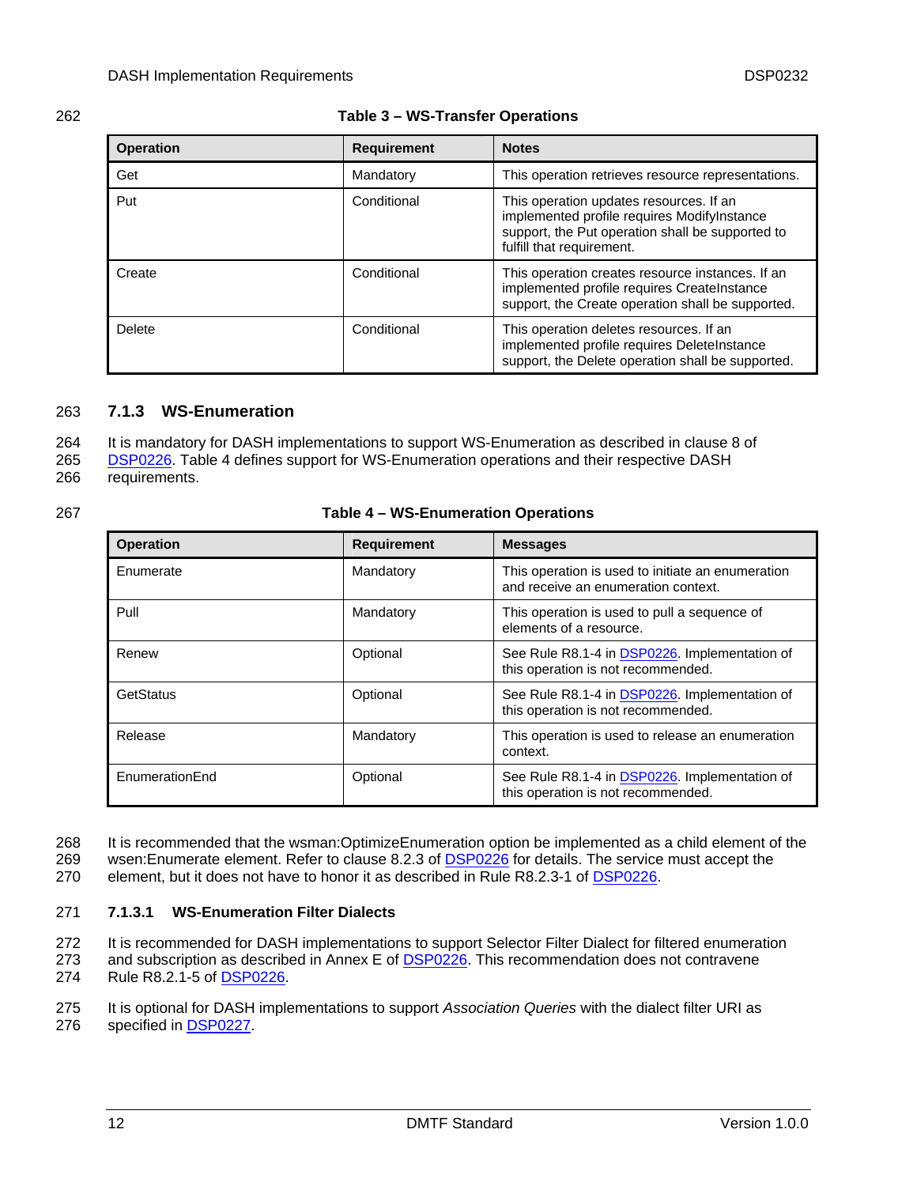Table 3 – WS-Transfer Operations

| Operation | Requirement | Notes |
|---|---|---|
| Get | Mandatory | This operation retrieves resource representations. |
| Put | Conditional | This operation updates resources. If an implemented profile requires ModifyInstance support, the Put operation shall be supported to fulfill that requirement. |
| Create | Conditional | This operation creates resource instances. If an implemented profile requires CreateInstance support, the Create operation shall be supported. |
| Delete | Conditional | This operation deletes resources. If an implemented profile requires DeleteInstance support, the Delete operation shall be supported. |

### 7.1.3 WS-Enumeration

It is mandatory for DASH implementations to support WS-Enumeration as described in clause 8 of DSP0226. Table 4 defines support for WS-Enumeration operations and their respective DASH requirements.

Table 4 – WS-Enumeration Operations

| Operation | Requirement | Messages |
|---|---|---|
| Enumerate | Mandatory | This operation is used to initiate an enumeration and receive an enumeration context. |
| Pull | Mandatory | This operation is used to pull a sequence of elements of a resource. |
| Renew | Optional | See Rule R8.1-4 in DSP0226. Implementation of this operation is not recommended. |
| GetStatus | Optional | See Rule R8.1-4 in DSP0226. Implementation of this operation is not recommended. |
| Release | Mandatory | This operation is used to release an enumeration context. |
| EnumerationEnd | Optional | See Rule R8.1-4 in DSP0226. Implementation of this operation is not recommended. |

It is recommended that the wsman:OptimizeEnumeration option be implemented as a child element of the wsen:Enumerate element. Refer to clause 8.2.3 of DSP0226 for details. The service must accept the element, but it does not have to honor it as described in Rule R8.2.3-1 of DSP0226.

#### 7.1.3.1 WS-Enumeration Filter Dialects

It is recommended for DASH implementations to support Selector Filter Dialect for filtered enumeration and subscription as described in Annex E of DSP0226. This recommendation does not contravene Rule R8.2.1-5 of DSP0226.

It is optional for DASH implementations to support *Association Queries* with the dialect filter URI as specified in DSP0227.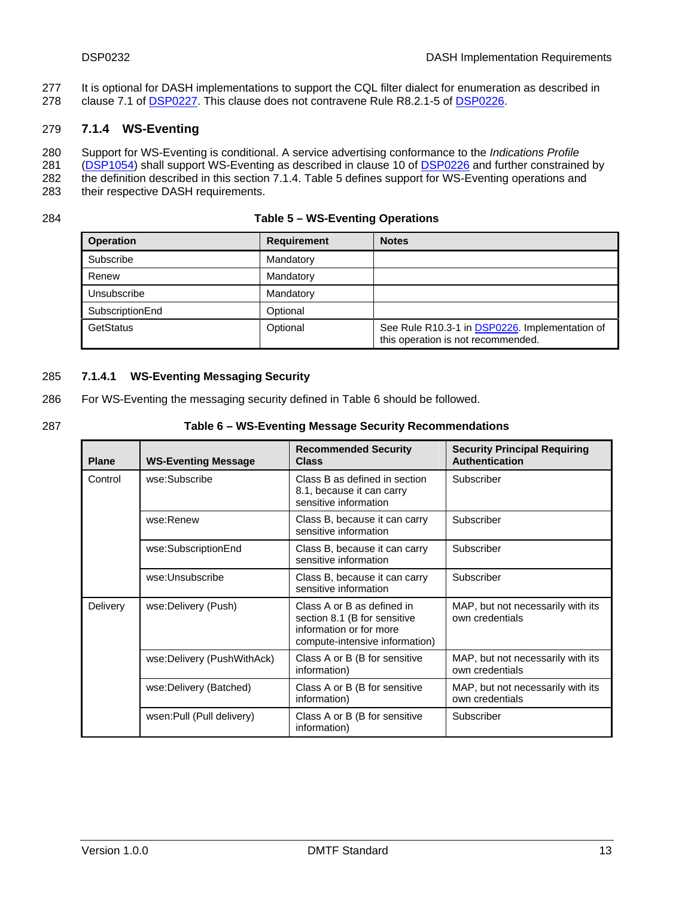It is optional for DASH implementations to support the CQL filter dialect for enumeration as described in clause 7.1 of DSP0227. This clause does not contravene Rule R8.2.1-5 of DSP0226.

### 7.1.4 WS-Eventing

Support for WS-Eventing is conditional. A service advertising conformance to the *Indications Profile* (DSP1054) shall support WS-Eventing as described in clause 10 of DSP0226 and further constrained by the definition described in this section 7.1.4. Table 5 defines support for WS-Eventing operations and their respective DASH requirements.

**Table 5 – WS-Eventing Operations**

| Operation | Requirement | Notes |
|---|---|---|
| Subscribe | Mandatory | |
| Renew | Mandatory | |
| Unsubscribe | Mandatory | |
| SubscriptionEnd | Optional | |
| GetStatus | Optional | See Rule R10.3-1 in DSP0226. Implementation of this operation is not recommended. |

#### 7.1.4.1 WS-Eventing Messaging Security

For WS-Eventing the messaging security defined in Table 6 should be followed.

**Table 6 – WS-Eventing Message Security Recommendations**

| Plane | WS-Eventing Message | Recommended Security Class | Security Principal Requiring Authentication |
|---|---|---|---|
| Control | wse:Subscribe | Class B as defined in section 8.1, because it can carry sensitive information | Subscriber |
| | wse:Renew | Class B, because it can carry sensitive information | Subscriber |
| | wse:SubscriptionEnd | Class B, because it can carry sensitive information | Subscriber |
| | wse:Unsubscribe | Class B, because it can carry sensitive information | Subscriber |
| Delivery | wse:Delivery (Push) | Class A or B as defined in section 8.1 (B for sensitive information or for more compute-intensive information) | MAP, but not necessarily with its own credentials |
| | wse:Delivery (PushWithAck) | Class A or B (B for sensitive information) | MAP, but not necessarily with its own credentials |
| | wse:Delivery (Batched) | Class A or B (B for sensitive information) | MAP, but not necessarily with its own credentials |
| | wsen:Pull (Pull delivery) | Class A or B (B for sensitive information) | Subscriber |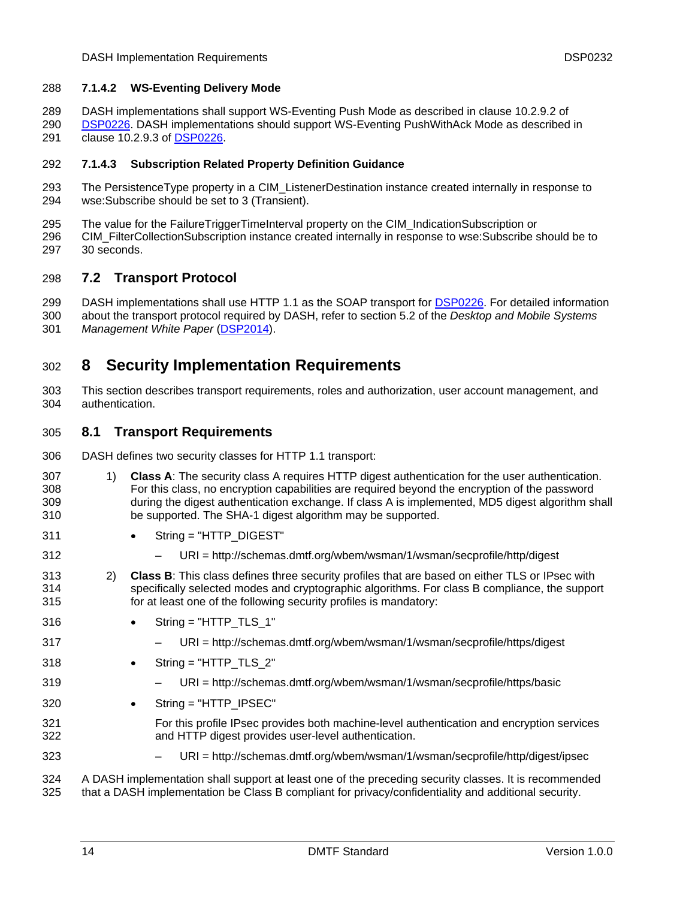#### 7.1.4.2 WS-Eventing Delivery Mode

DASH implementations shall support WS-Eventing Push Mode as described in clause 10.2.9.2 of DSP0226. DASH implementations should support WS-Eventing PushWithAck Mode as described in clause 10.2.9.3 of DSP0226.

#### 7.1.4.3 Subscription Related Property Definition Guidance

The PersistenceType property in a CIM_ListenerDestination instance created internally in response to wse:Subscribe should be set to 3 (Transient).

The value for the FailureTriggerTimeInterval property on the CIM_IndicationSubscription or CIM_FilterCollectionSubscription instance created internally in response to wse:Subscribe should be to 30 seconds.

## 7.2 Transport Protocol

DASH implementations shall use HTTP 1.1 as the SOAP transport for DSP0226. For detailed information about the transport protocol required by DASH, refer to section 5.2 of the *Desktop and Mobile Systems Management White Paper* (DSP2014).

# 8 Security Implementation Requirements

This section describes transport requirements, roles and authorization, user account management, and authentication.

## 8.1 Transport Requirements

DASH defines two security classes for HTTP 1.1 transport:

1) **Class A**: The security class A requires HTTP digest authentication for the user authentication. For this class, no encryption capabilities are required beyond the encryption of the password during the digest authentication exchange. If class A is implemented, MD5 digest algorithm shall be supported. The SHA-1 digest algorithm may be supported.
   - String = "HTTP_DIGEST"
     - URI = http://schemas.dmtf.org/wbem/wsman/1/wsman/secprofile/http/digest
2) **Class B**: This class defines three security profiles that are based on either TLS or IPsec with specifically selected modes and cryptographic algorithms. For class B compliance, the support for at least one of the following security profiles is mandatory:
   - String = "HTTP_TLS_1"
     - URI = http://schemas.dmtf.org/wbem/wsman/1/wsman/secprofile/https/digest
   - String = "HTTP_TLS_2"
     - URI = http://schemas.dmtf.org/wbem/wsman/1/wsman/secprofile/https/basic
   - String = "HTTP_IPSEC"

     For this profile IPsec provides both machine-level authentication and encryption services and HTTP digest provides user-level authentication.
     - URI = http://schemas.dmtf.org/wbem/wsman/1/wsman/secprofile/http/digest/ipsec

A DASH implementation shall support at least one of the preceding security classes. It is recommended that a DASH implementation be Class B compliant for privacy/confidentiality and additional security.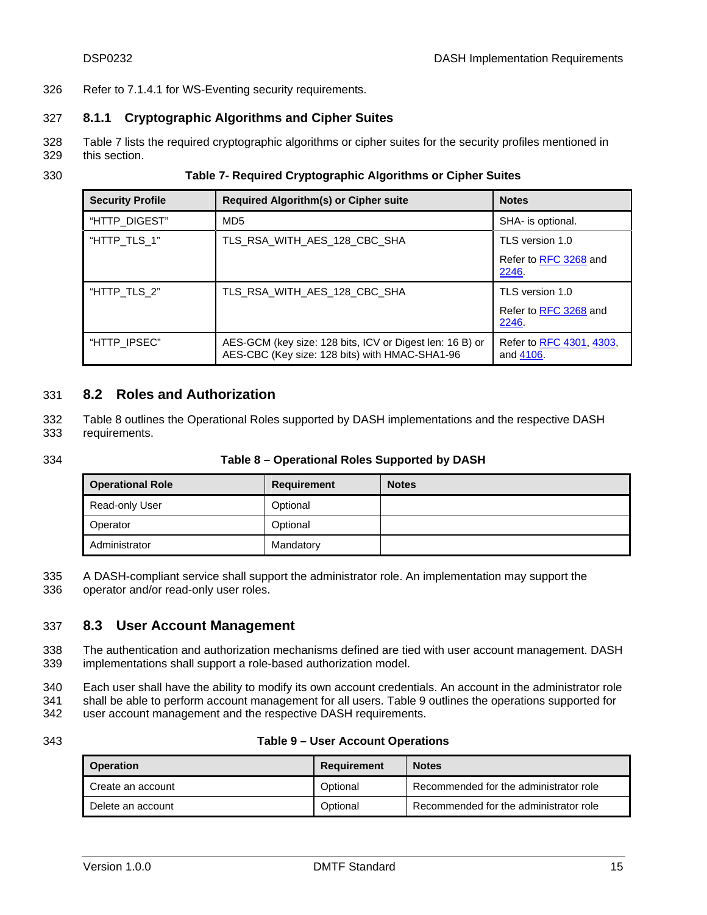Refer to 7.1.4.1 for WS-Eventing security requirements.

### 8.1.1 Cryptographic Algorithms and Cipher Suites

Table 7 lists the required cryptographic algorithms or cipher suites for the security profiles mentioned in this section.

**Table 7- Required Cryptographic Algorithms or Cipher Suites**

| Security Profile | Required Algorithm(s) or Cipher suite | Notes |
|---|---|---|
| "HTTP_DIGEST" | MD5 | SHA- is optional. |
| "HTTP_TLS_1" | TLS_RSA_WITH_AES_128_CBC_SHA | TLS version 1.0<br><br>Refer to RFC 3268 and 2246. |
| "HTTP_TLS_2" | TLS_RSA_WITH_AES_128_CBC_SHA | TLS version 1.0<br><br>Refer to RFC 3268 and 2246. |
| "HTTP_IPSEC" | AES-GCM (key size: 128 bits, ICV or Digest len: 16 B) or AES-CBC (Key size: 128 bits) with HMAC-SHA1-96 | Refer to RFC 4301, 4303, and 4106. |

## 8.2 Roles and Authorization

Table 8 outlines the Operational Roles supported by DASH implementations and the respective DASH requirements.

**Table 8 – Operational Roles Supported by DASH**

| Operational Role | Requirement | Notes |
|---|---|---|
| Read-only User | Optional | |
| Operator | Optional | |
| Administrator | Mandatory | |

A DASH-compliant service shall support the administrator role. An implementation may support the operator and/or read-only user roles.

## 8.3 User Account Management

The authentication and authorization mechanisms defined are tied with user account management. DASH implementations shall support a role-based authorization model.

Each user shall have the ability to modify its own account credentials. An account in the administrator role shall be able to perform account management for all users. Table 9 outlines the operations supported for user account management and the respective DASH requirements.

**Table 9 – User Account Operations**

| Operation | Requirement | Notes |
|---|---|---|
| Create an account | Optional | Recommended for the administrator role |
| Delete an account | Optional | Recommended for the administrator role |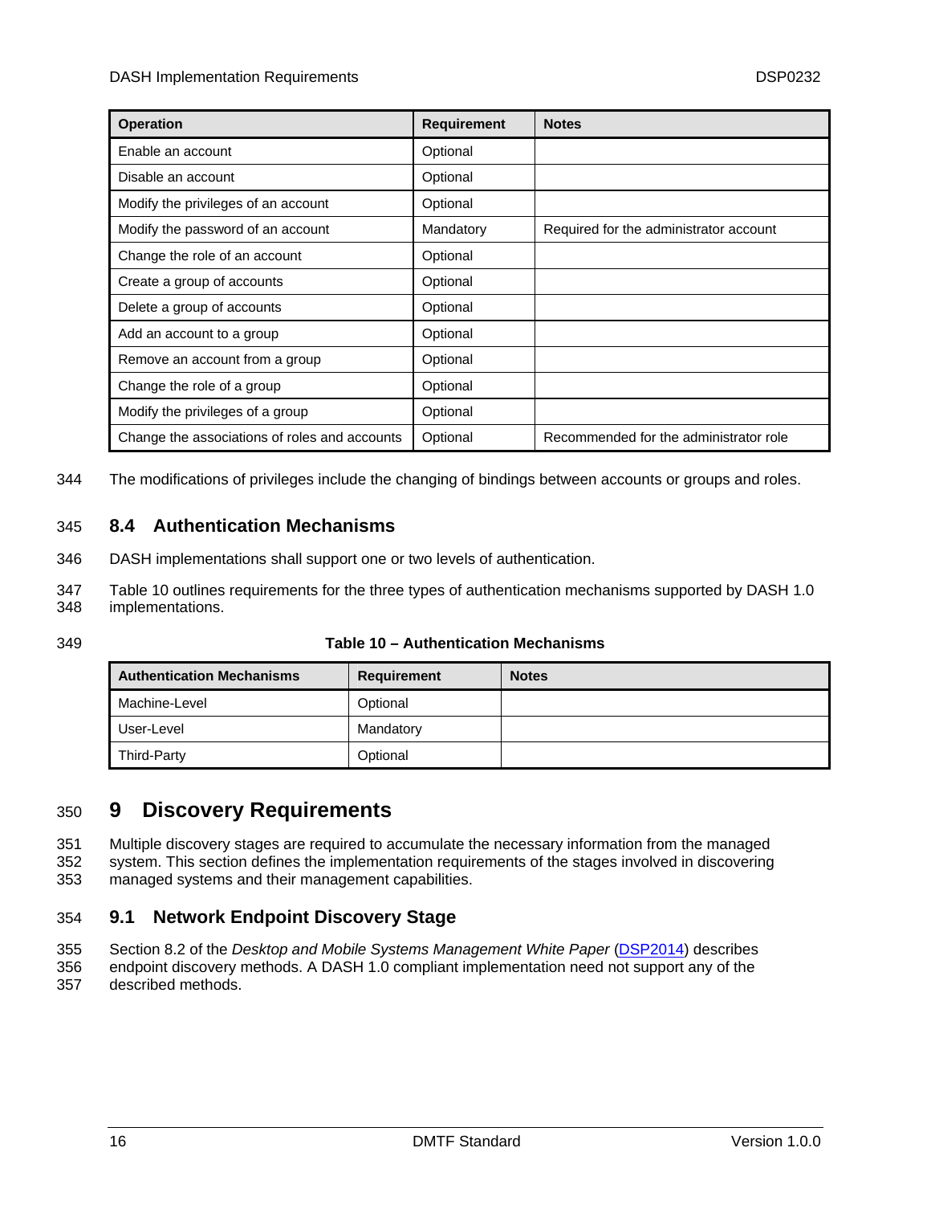| Operation | Requirement | Notes |
| --- | --- | --- |
| Enable an account | Optional | |
| Disable an account | Optional | |
| Modify the privileges of an account | Optional | |
| Modify the password of an account | Mandatory | Required for the administrator account |
| Change the role of an account | Optional | |
| Create a group of accounts | Optional | |
| Delete a group of accounts | Optional | |
| Add an account to a group | Optional | |
| Remove an account from a group | Optional | |
| Change the role of a group | Optional | |
| Modify the privileges of a group | Optional | |
| Change the associations of roles and accounts | Optional | Recommended for the administrator role |

The modifications of privileges include the changing of bindings between accounts or groups and roles.

## 8.4 Authentication Mechanisms

DASH implementations shall support one or two levels of authentication.

Table 10 outlines requirements for the three types of authentication mechanisms supported by DASH 1.0 implementations.

**Table 10 – Authentication Mechanisms**

| Authentication Mechanisms | Requirement | Notes |
| --- | --- | --- |
| Machine-Level | Optional | |
| User-Level | Mandatory | |
| Third-Party | Optional | |

# 9 Discovery Requirements

Multiple discovery stages are required to accumulate the necessary information from the managed system. This section defines the implementation requirements of the stages involved in discovering managed systems and their management capabilities.

## 9.1 Network Endpoint Discovery Stage

Section 8.2 of the *Desktop and Mobile Systems Management White Paper* (DSP2014) describes endpoint discovery methods. A DASH 1.0 compliant implementation need not support any of the described methods.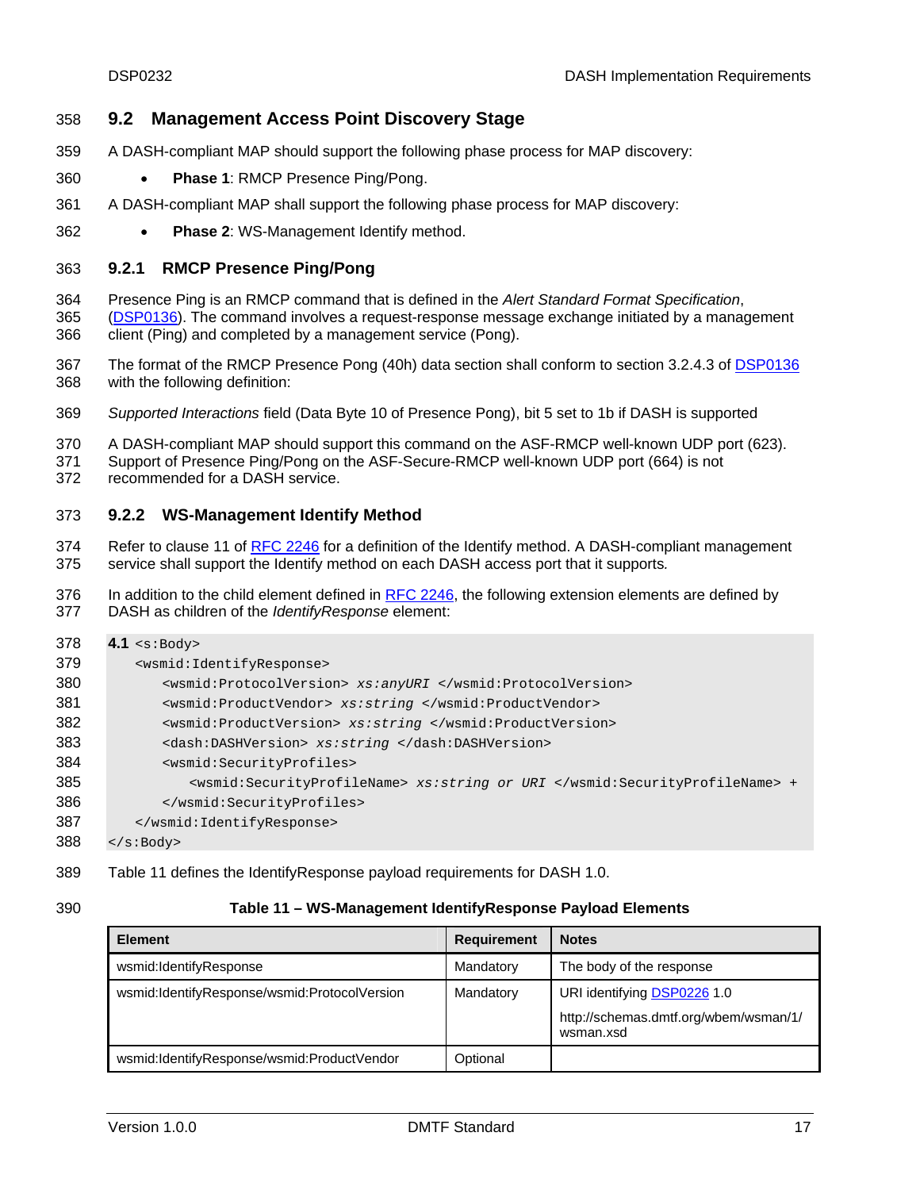## 9.2 Management Access Point Discovery Stage

A DASH-compliant MAP should support the following phase process for MAP discovery:

- **Phase 1**: RMCP Presence Ping/Pong.

A DASH-compliant MAP shall support the following phase process for MAP discovery:

- **Phase 2**: WS-Management Identify method.

### 9.2.1 RMCP Presence Ping/Pong

Presence Ping is an RMCP command that is defined in the *Alert Standard Format Specification*, (DSP0136). The command involves a request-response message exchange initiated by a management client (Ping) and completed by a management service (Pong).

The format of the RMCP Presence Pong (40h) data section shall conform to section 3.2.4.3 of DSP0136 with the following definition:

*Supported Interactions* field (Data Byte 10 of Presence Pong), bit 5 set to 1b if DASH is supported

A DASH-compliant MAP should support this command on the ASF-RMCP well-known UDP port (623). Support of Presence Ping/Pong on the ASF-Secure-RMCP well-known UDP port (664) is not recommended for a DASH service.

### 9.2.2 WS-Management Identify Method

Refer to clause 11 of RFC 2246 for a definition of the Identify method. A DASH-compliant management service shall support the Identify method on each DASH access port that it supports.

In addition to the child element defined in RFC 2246, the following extension elements are defined by DASH as children of the *IdentifyResponse* element:

```
4.1 <s:Body>
    <wsmid:IdentifyResponse>
        <wsmid:ProtocolVersion> xs:anyURI </wsmid:ProtocolVersion>
        <wsmid:ProductVendor> xs:string </wsmid:ProductVendor>
        <wsmid:ProductVersion> xs:string </wsmid:ProductVersion>
        <dash:DASHVersion> xs:string </dash:DASHVersion>
        <wsmid:SecurityProfiles>
            <wsmid:SecurityProfileName> xs:string or URI </wsmid:SecurityProfileName> +
        </wsmid:SecurityProfiles>
    </wsmid:IdentifyResponse>
</s:Body>
```

Table 11 defines the IdentifyResponse payload requirements for DASH 1.0.

**Table 11 – WS-Management IdentifyResponse Payload Elements**

| Element | Requirement | Notes |
|---|---|---|
| wsmid:IdentifyResponse | Mandatory | The body of the response |
| wsmid:IdentifyResponse/wsmid:ProtocolVersion | Mandatory | URI identifying DSP0226 1.0<br>http://schemas.dmtf.org/wbem/wsman/1/wsman.xsd |
| wsmid:IdentifyResponse/wsmid:ProductVendor | Optional | |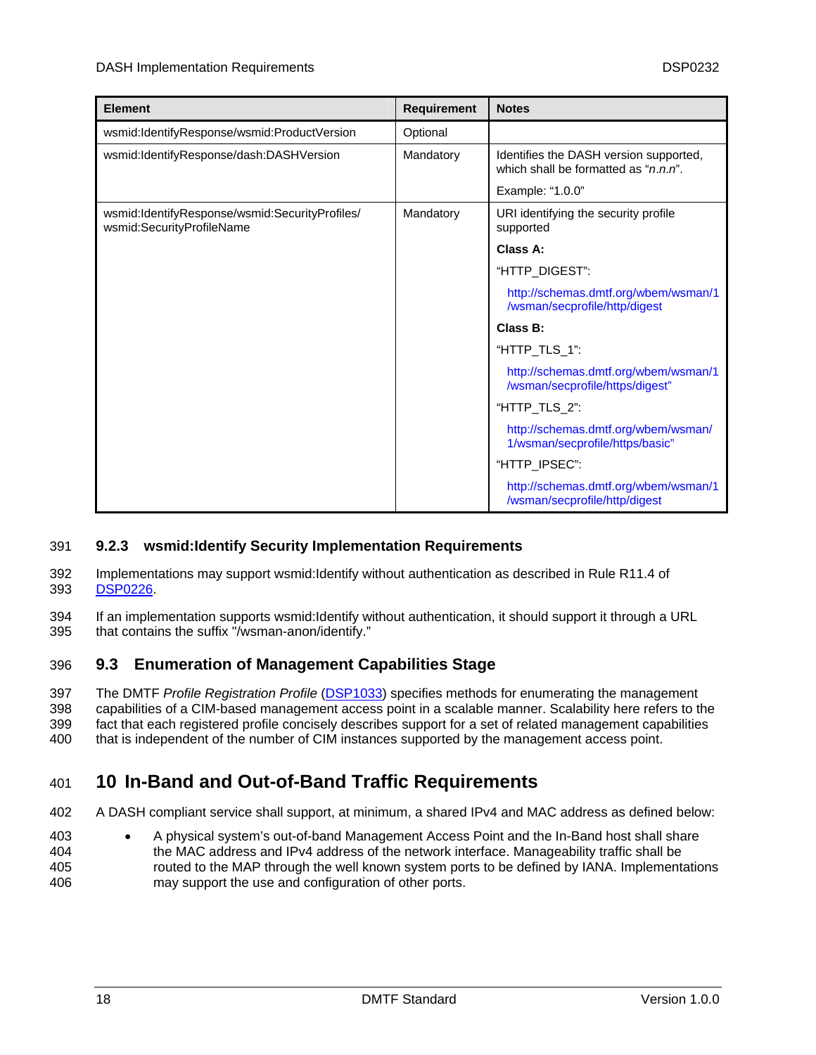| Element | Requirement | Notes |
|---|---|---|
| wsmid:IdentifyResponse/wsmid:ProductVersion | Optional | |
| wsmid:IdentifyResponse/dash:DASHVersion | Mandatory | Identifies the DASH version supported, which shall be formatted as "*n.n.n*".<br><br>Example: "1.0.0" |
| wsmid:IdentifyResponse/wsmid:SecurityProfiles/ wsmid:SecurityProfileName | Mandatory | URI identifying the security profile supported<br><br>**Class A:**<br><br>"HTTP_DIGEST":<br><br>http://schemas.dmtf.org/wbem/wsman/1/wsman/secprofile/http/digest<br><br>**Class B:**<br><br>"HTTP_TLS_1":<br><br>http://schemas.dmtf.org/wbem/wsman/1/wsman/secprofile/https/digest"<br><br>"HTTP_TLS_2":<br><br>http://schemas.dmtf.org/wbem/wsman/1/wsman/secprofile/https/basic"<br><br>"HTTP_IPSEC":<br><br>http://schemas.dmtf.org/wbem/wsman/1/wsman/secprofile/http/digest |

### 9.2.3 wsmid:Identify Security Implementation Requirements

Implementations may support wsmid:Identify without authentication as described in Rule R11.4 of DSP0226.

If an implementation supports wsmid:Identify without authentication, it should support it through a URL that contains the suffix "/wsman-anon/identify."

## 9.3 Enumeration of Management Capabilities Stage

The DMTF *Profile Registration Profile* (DSP1033) specifies methods for enumerating the management capabilities of a CIM-based management access point in a scalable manner. Scalability here refers to the fact that each registered profile concisely describes support for a set of related management capabilities that is independent of the number of CIM instances supported by the management access point.

# 10 In-Band and Out-of-Band Traffic Requirements

A DASH compliant service shall support, at minimum, a shared IPv4 and MAC address as defined below:

- A physical system's out-of-band Management Access Point and the In-Band host shall share the MAC address and IPv4 address of the network interface. Manageability traffic shall be routed to the MAP through the well known system ports to be defined by IANA. Implementations may support the use and configuration of other ports.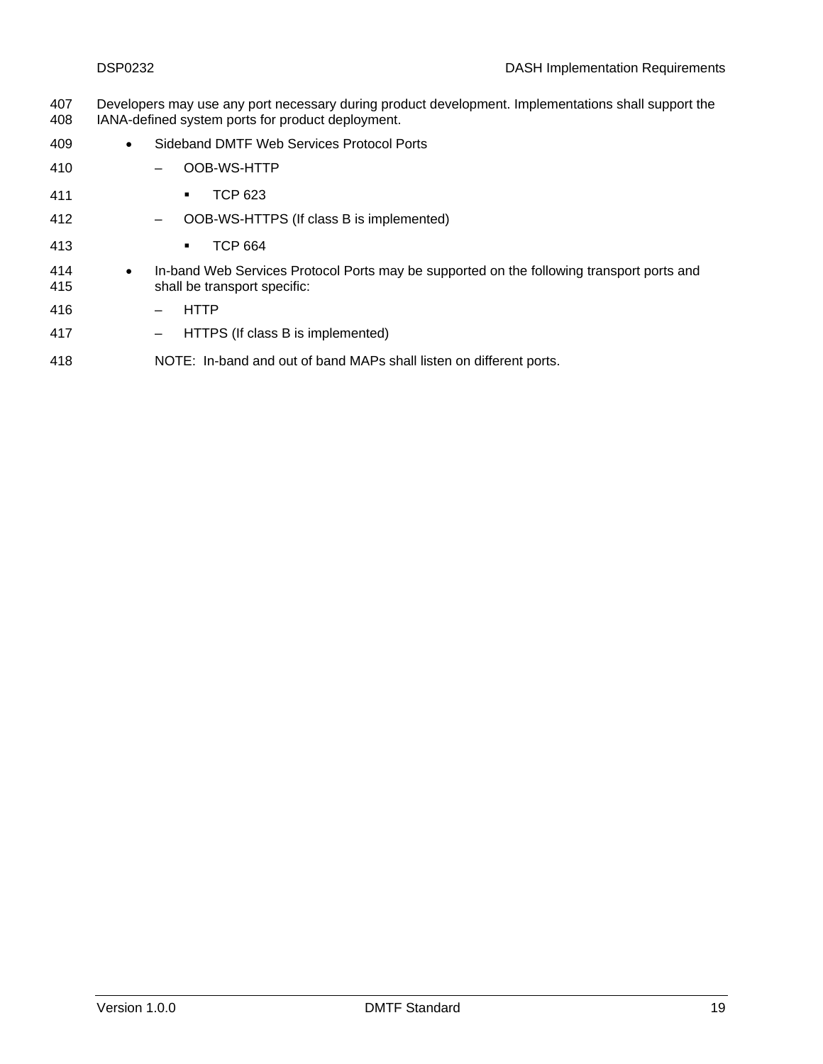Developers may use any port necessary during product development. Implementations shall support the IANA-defined system ports for product deployment.

- Sideband DMTF Web Services Protocol Ports
  - OOB-WS-HTTP
    - TCP 623
  - OOB-WS-HTTPS (If class B is implemented)
    - TCP 664
- In-band Web Services Protocol Ports may be supported on the following transport ports and shall be transport specific:
  - HTTP
  - HTTPS (If class B is implemented)

  NOTE: In-band and out of band MAPs shall listen on different ports.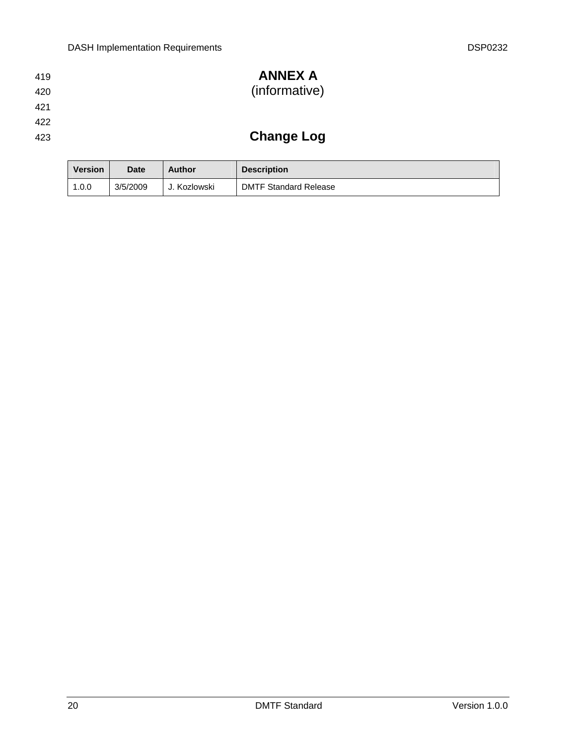# ANNEX A
(informative)

## Change Log

| Version | Date | Author | Description |
|---|---|---|---|
| 1.0.0 | 3/5/2009 | J. Kozlowski | DMTF Standard Release |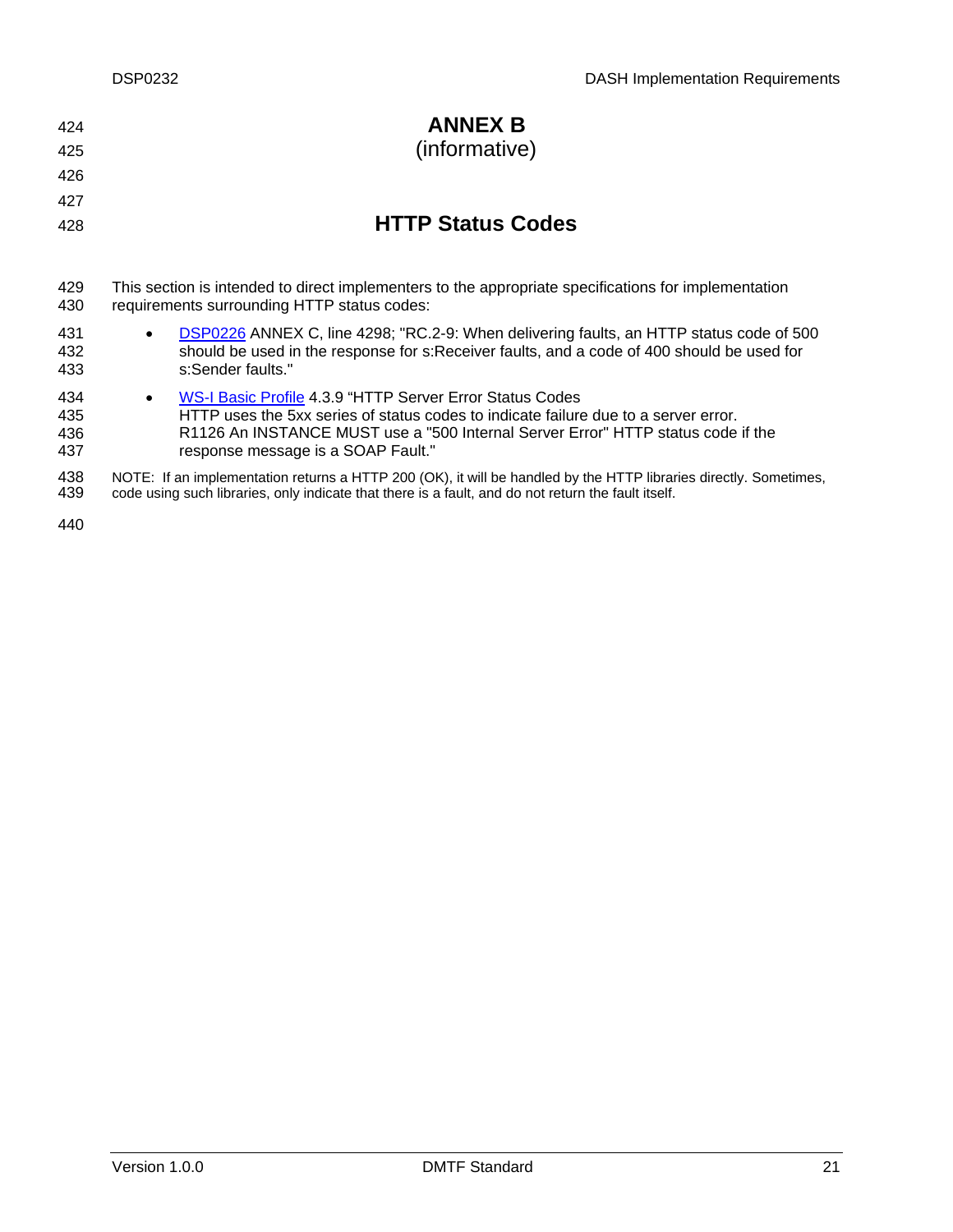# ANNEX B
(informative)

## HTTP Status Codes

This section is intended to direct implementers to the appropriate specifications for implementation requirements surrounding HTTP status codes:

- DSP0226 ANNEX C, line 4298; "RC.2-9: When delivering faults, an HTTP status code of 500 should be used in the response for s:Receiver faults, and a code of 400 should be used for s:Sender faults."
- WS-I Basic Profile 4.3.9 "HTTP Server Error Status Codes
  HTTP uses the 5xx series of status codes to indicate failure due to a server error.
  R1126 An INSTANCE MUST use a "500 Internal Server Error" HTTP status code if the response message is a SOAP Fault."

NOTE: If an implementation returns a HTTP 200 (OK), it will be handled by the HTTP libraries directly. Sometimes, code using such libraries, only indicate that there is a fault, and do not return the fault itself.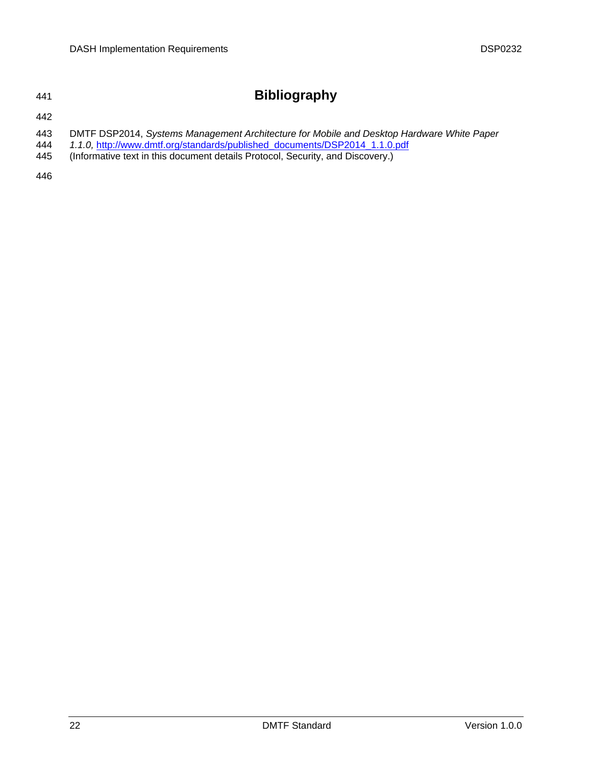# Bibliography

DMTF DSP2014, *Systems Management Architecture for Mobile and Desktop Hardware White Paper 1.1.0,* http://www.dmtf.org/standards/published_documents/DSP2014_1.1.0.pdf
(Informative text in this document details Protocol, Security, and Discovery.)